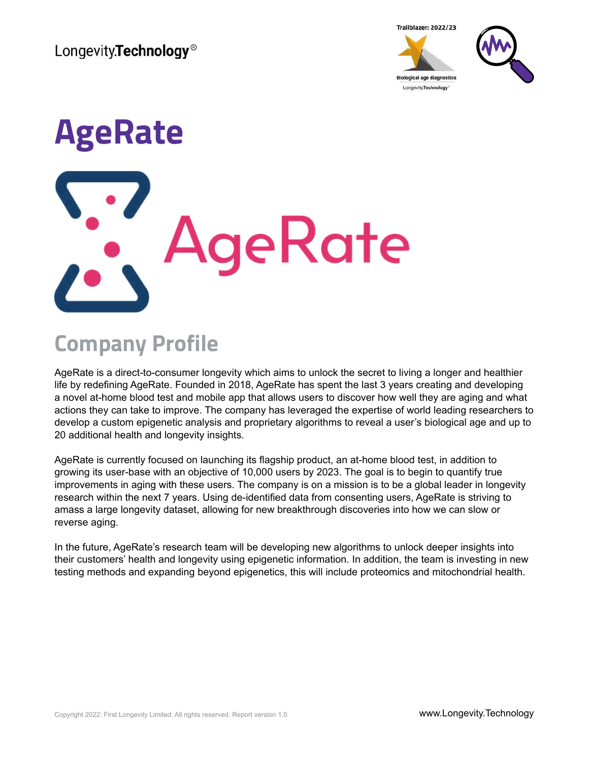# AgeRate

## Company Profile

AgeRate is a direct-to-consumer longevity which aims to unlock the secret to living a longer and healthier life by redefining AgeRate. Founded in 2018, AgeRate has spent the last 3 years creating and developing a novel at-home blood test and mobile app that allows users to discover how well they are aging and what actions they can take to improve. The company has leveraged the expertise of world leading researchers to develop a custom epigenetic analysis and proprietary algorithms to reveal a user's biological age and up to 20 additional health and longevity insights.

AgeRate is currently focused on launching its flagship product, an at-home blood test, in addition to growing its user-base with an objective of 10,000 users by 2023. The goal is to begin to quantify true improvements in aging with these users. The company is on a mission is to be a global leader in longevity research within the next 7 years. Using de-identified data from consenting users, AgeRate is striving to amass a large longevity dataset, allowing for new breakthrough discoveries into how we can slow or reverse aging.

In the future, AgeRate's research team will be developing new algorithms to unlock deeper insights into their customers' health and longevity using epigenetic information. In addition, the team is investing in new testing methods and expanding beyond epigenetics, this will include proteomics and mitochondrial health.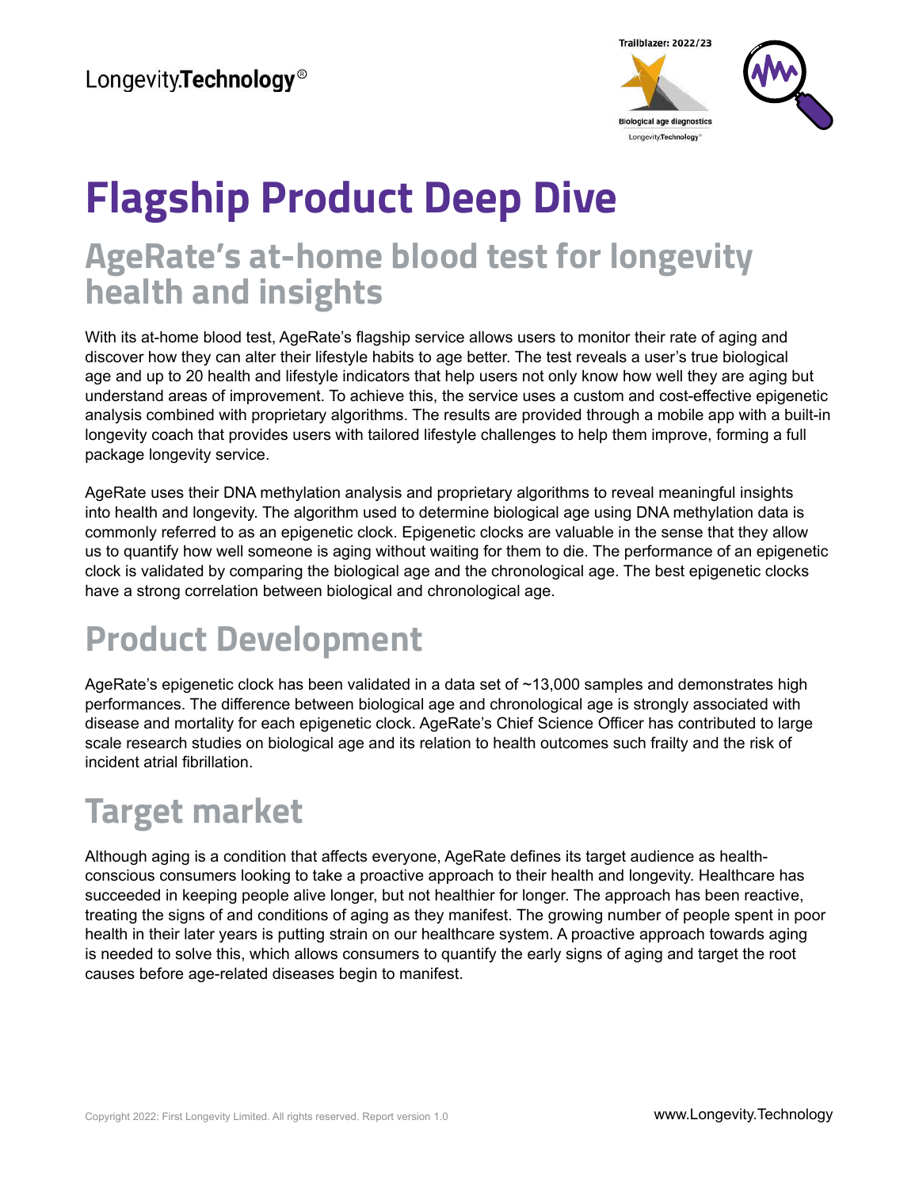# Flagship Product Deep Dive

## AgeRate's at-home blood test for longevity health and insights

With its at-home blood test, AgeRate's flagship service allows users to monitor their rate of aging and discover how they can alter their lifestyle habits to age better. The test reveals a user's true biological age and up to 20 health and lifestyle indicators that help users not only know how well they are aging but understand areas of improvement. To achieve this, the service uses a custom and cost-effective epigenetic analysis combined with proprietary algorithms. The results are provided through a mobile app with a built-in longevity coach that provides users with tailored lifestyle challenges to help them improve, forming a full package longevity service.

AgeRate uses their DNA methylation analysis and proprietary algorithms to reveal meaningful insights into health and longevity. The algorithm used to determine biological age using DNA methylation data is commonly referred to as an epigenetic clock. Epigenetic clocks are valuable in the sense that they allow us to quantify how well someone is aging without waiting for them to die. The performance of an epigenetic clock is validated by comparing the biological age and the chronological age. The best epigenetic clocks have a strong correlation between biological and chronological age.

## Product Development

AgeRate's epigenetic clock has been validated in a data set of ~13,000 samples and demonstrates high performances. The difference between biological age and chronological age is strongly associated with disease and mortality for each epigenetic clock. AgeRate's Chief Science Officer has contributed to large scale research studies on biological age and its relation to health outcomes such frailty and the risk of incident atrial fibrillation.

## Target market

Although aging is a condition that affects everyone, AgeRate defines its target audience as health-conscious consumers looking to take a proactive approach to their health and longevity. Healthcare has succeeded in keeping people alive longer, but not healthier for longer. The approach has been reactive, treating the signs of and conditions of aging as they manifest. The growing number of people spent in poor health in their later years is putting strain on our healthcare system. A proactive approach towards aging is needed to solve this, which allows consumers to quantify the early signs of aging and target the root causes before age-related diseases begin to manifest.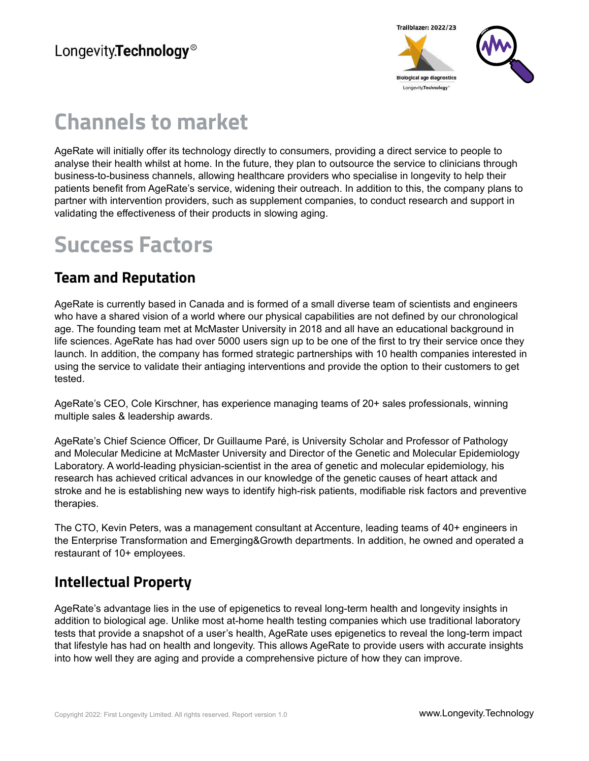# Channels to market

AgeRate will initially offer its technology directly to consumers, providing a direct service to people to analyse their health whilst at home. In the future, they plan to outsource the service to clinicians through business-to-business channels, allowing healthcare providers who specialise in longevity to help their patients benefit from AgeRate's service, widening their outreach. In addition to this, the company plans to partner with intervention providers, such as supplement companies, to conduct research and support in validating the effectiveness of their products in slowing aging.

# Success Factors

## Team and Reputation

AgeRate is currently based in Canada and is formed of a small diverse team of scientists and engineers who have a shared vision of a world where our physical capabilities are not defined by our chronological age. The founding team met at McMaster University in 2018 and all have an educational background in life sciences. AgeRate has had over 5000 users sign up to be one of the first to try their service once they launch. In addition, the company has formed strategic partnerships with 10 health companies interested in using the service to validate their antiaging interventions and provide the option to their customers to get tested.

AgeRate's CEO, Cole Kirschner, has experience managing teams of 20+ sales professionals, winning multiple sales & leadership awards.

AgeRate's Chief Science Officer, Dr Guillaume Paré, is University Scholar and Professor of Pathology and Molecular Medicine at McMaster University and Director of the Genetic and Molecular Epidemiology Laboratory. A world-leading physician-scientist in the area of genetic and molecular epidemiology, his research has achieved critical advances in our knowledge of the genetic causes of heart attack and stroke and he is establishing new ways to identify high-risk patients, modifiable risk factors and preventive therapies.

The CTO, Kevin Peters, was a management consultant at Accenture, leading teams of 40+ engineers in the Enterprise Transformation and Emerging&Growth departments. In addition, he owned and operated a restaurant of 10+ employees.

## Intellectual Property

AgeRate's advantage lies in the use of epigenetics to reveal long-term health and longevity insights in addition to biological age. Unlike most at-home health testing companies which use traditional laboratory tests that provide a snapshot of a user's health, AgeRate uses epigenetics to reveal the long-term impact that lifestyle has had on health and longevity. This allows AgeRate to provide users with accurate insights into how well they are aging and provide a comprehensive picture of how they can improve.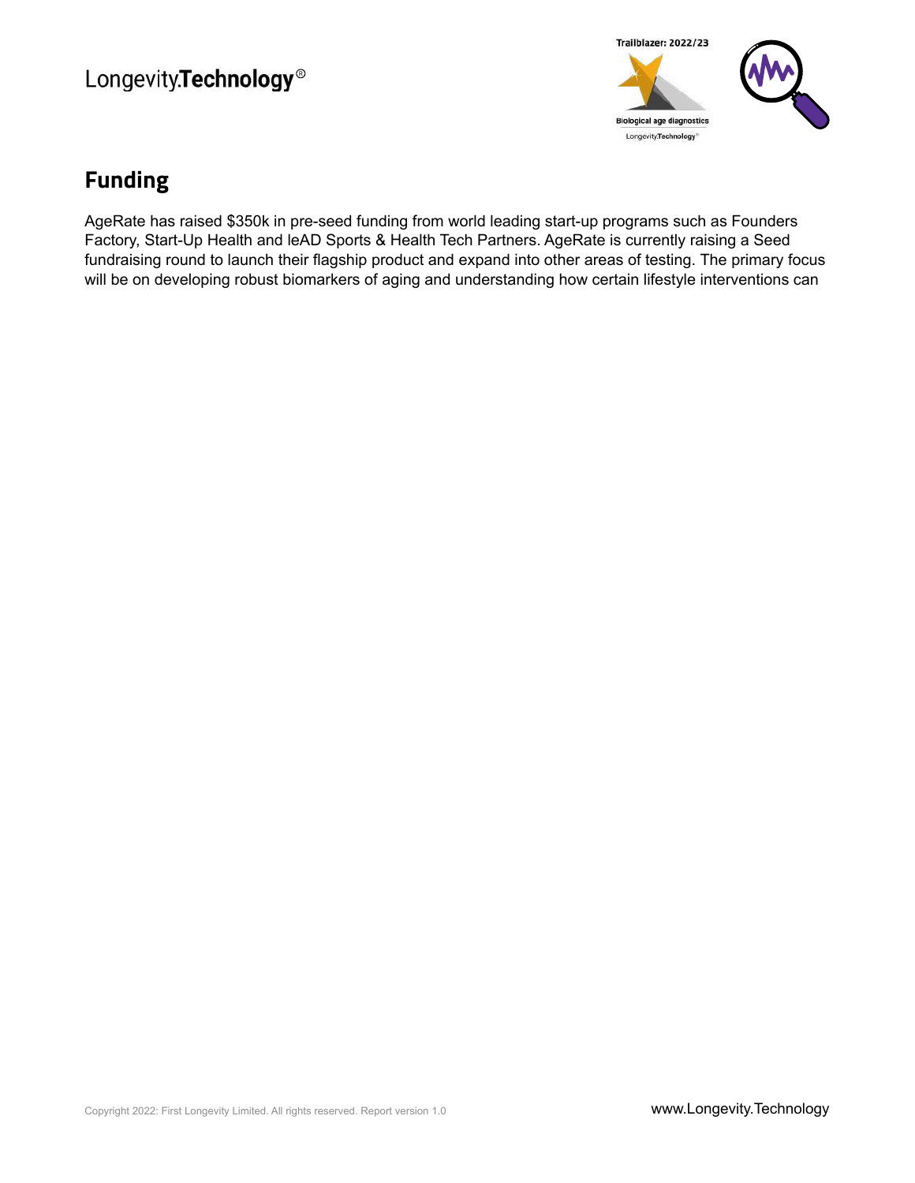## Funding

AgeRate has raised $350k in pre-seed funding from world leading start-up programs such as Founders Factory, Start-Up Health and leAD Sports & Health Tech Partners. AgeRate is currently raising a Seed fundraising round to launch their flagship product and expand into other areas of testing. The primary focus will be on developing robust biomarkers of aging and understanding how certain lifestyle interventions can